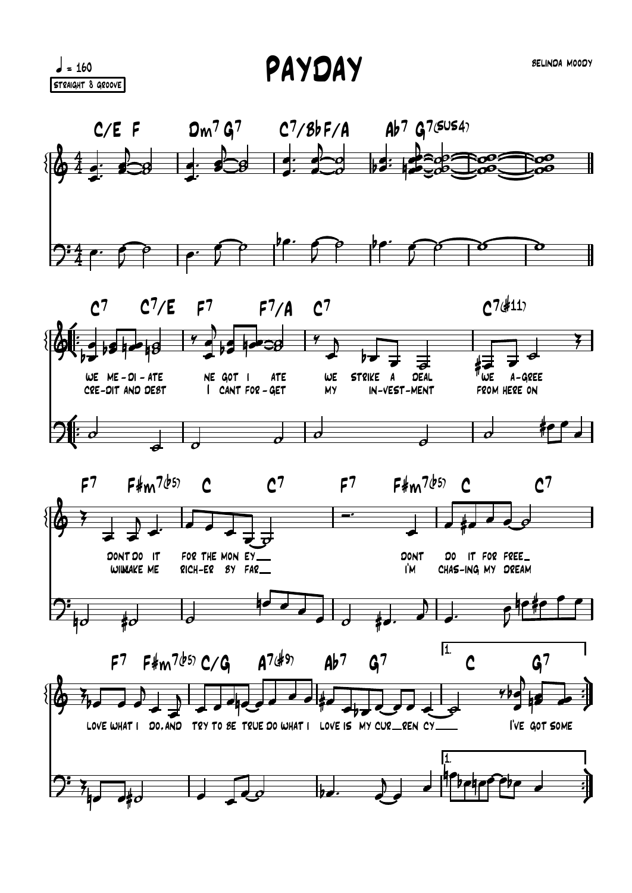# PAYDAY

♩ = 160

STRAIGHT 8 GROOVE

BELINDA MOODY

C/E F | Dm7 G7 | C7/Bb F/A | Ab7 G7(SUS4) | |

C7 C7/E | F7 F7/A | C7 | C7(#11)

WE ME-DI-ATE NE GOT I ATE WE STRIKE A DEAL WE A-GREE

CRE-DIT AND DEBT I CANT FOR-GET MY IN-VEST-MENT FROM HERE ON

F7 F#m7(b5) | C C7 | F7 F#m7(b5) | C C7

DONT DO IT FOR THE MON EY__ DONT DO IT FOR FREE_

WILLMAKE ME RICH-ER BY FAR__ I'M CHAS-ING MY DREAM

F7 F#m7(b5) | C/G A7(#9) | Ab7 G7 | 1. C G7

LOVE WHAT I DO, AND TRY TO BE TRUE DO WHAT I LOVE IS MY CUR__REN CY____ I'VE GOT SOME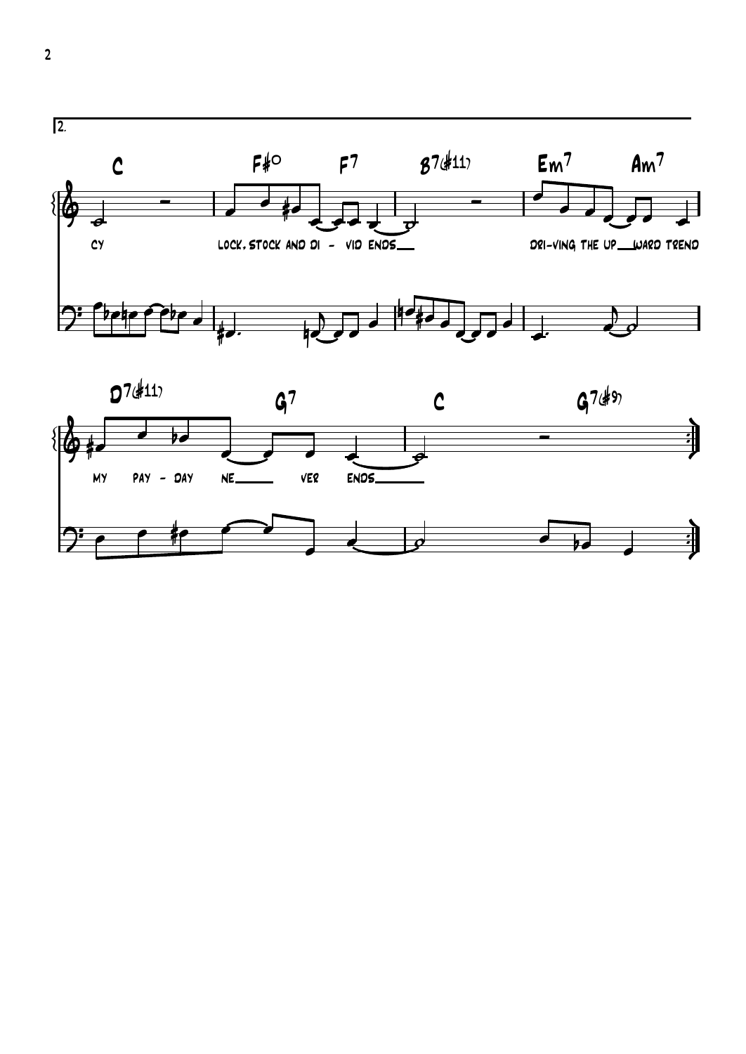2.

C F♯° F7 B7(♯11) Em7 Am7

CY LOCK, STOCK AND DI - VID ENDS DRI-VING THE UP WARD TREND

D7(♯11) G7 C G7(♯9)

MY PAY - DAY NE VER ENDS